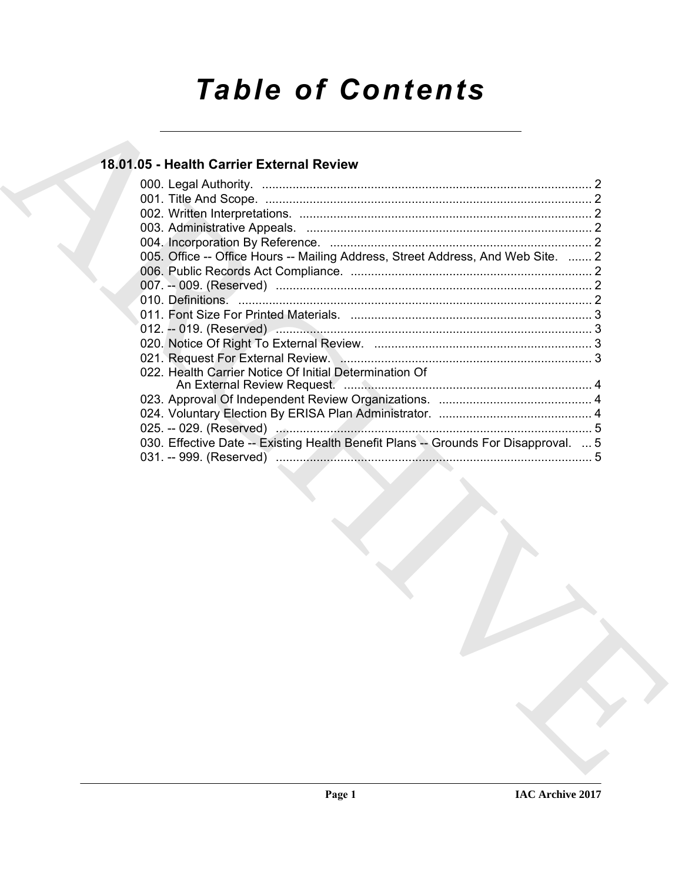# Table of Contents

## 18.01.05 - Health Carrier External Review

000. Legal Authority. ................................................................................................ 2
001. Title And Scope. ................................................................................................ 2
002. Written Interpretations. ...................................................................................... 2
003. Administrative Appeals. .................................................................................... 2
004. Incorporation By Reference. ............................................................................. 2
005. Office -- Office Hours -- Mailing Address, Street Address, And Web Site. ....... 2
006. Public Records Act Compliance. ....................................................................... 2
007. -- 009. (Reserved) ............................................................................................. 2
010. Definitions. ........................................................................................................ 2
011. Font Size For Printed Materials. ....................................................................... 3
012. -- 019. (Reserved) ............................................................................................. 3
020. Notice Of Right To External Review. ................................................................ 3
021. Request For External Review. .......................................................................... 3
022. Health Carrier Notice Of Initial Determination Of An External Review Request. ......................................................................... 4
023. Approval Of Independent Review Organizations. ............................................. 4
024. Voluntary Election By ERISA Plan Administrator. ............................................. 4
025. -- 029. (Reserved) ............................................................................................. 5
030. Effective Date -- Existing Health Benefit Plans -- Grounds For Disapproval. ... 5
031. -- 999. (Reserved) ............................................................................................. 5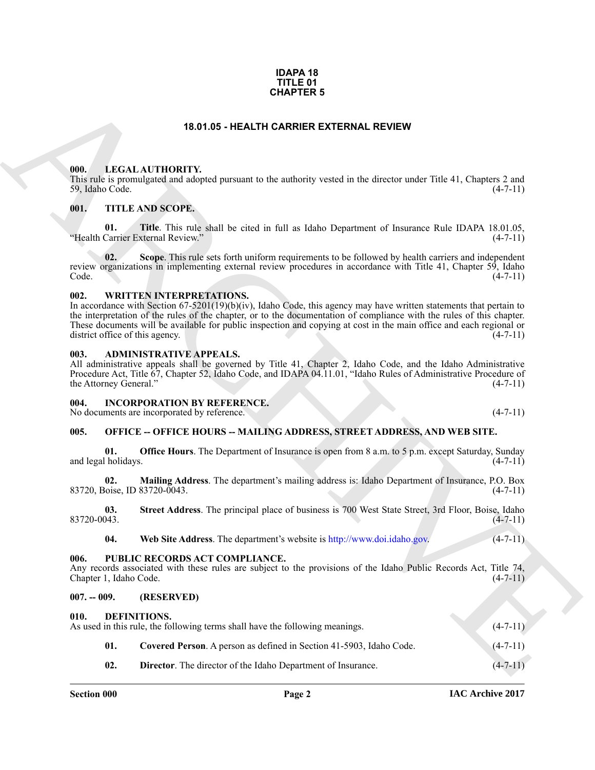# IDAPA 18
# TITLE 01
# CHAPTER 5

## 18.01.05 - HEALTH CARRIER EXTERNAL REVIEW

### 000. LEGAL AUTHORITY.

This rule is promulgated and adopted pursuant to the authority vested in the director under Title 41, Chapters 2 and 59, Idaho Code. (4-7-11)

### 001. TITLE AND SCOPE.

**01. Title**. This rule shall be cited in full as Idaho Department of Insurance Rule IDAPA 18.01.05, "Health Carrier External Review." (4-7-11)

**02. Scope**. This rule sets forth uniform requirements to be followed by health carriers and independent review organizations in implementing external review procedures in accordance with Title 41, Chapter 59, Idaho Code. (4-7-11)

### 002. WRITTEN INTERPRETATIONS.

In accordance with Section 67-5201(19)(b)(iv), Idaho Code, this agency may have written statements that pertain to the interpretation of the rules of the chapter, or to the documentation of compliance with the rules of this chapter. These documents will be available for public inspection and copying at cost in the main office and each regional or district office of this agency. (4-7-11)

### 003. ADMINISTRATIVE APPEALS.

All administrative appeals shall be governed by Title 41, Chapter 2, Idaho Code, and the Idaho Administrative Procedure Act, Title 67, Chapter 52, Idaho Code, and IDAPA 04.11.01, "Idaho Rules of Administrative Procedure of the Attorney General." (4-7-11)

### 004. INCORPORATION BY REFERENCE.

No documents are incorporated by reference. (4-7-11)

### 005. OFFICE -- OFFICE HOURS -- MAILING ADDRESS, STREET ADDRESS, AND WEB SITE.

**01. Office Hours**. The Department of Insurance is open from 8 a.m. to 5 p.m. except Saturday, Sunday and legal holidays. (4-7-11)

**02. Mailing Address**. The department's mailing address is: Idaho Department of Insurance, P.O. Box 83720, Boise, ID 83720-0043. (4-7-11)

**03. Street Address**. The principal place of business is 700 West State Street, 3rd Floor, Boise, Idaho 83720-0043. (4-7-11)

**04. Web Site Address**. The department's website is http://www.doi.idaho.gov. (4-7-11)

### 006. PUBLIC RECORDS ACT COMPLIANCE.

Any records associated with these rules are subject to the provisions of the Idaho Public Records Act, Title 74, Chapter 1, Idaho Code. (4-7-11)

### 007. -- 009. (RESERVED)

### 010. DEFINITIONS.

As used in this rule, the following terms shall have the following meanings. (4-7-11)

**01. Covered Person**. A person as defined in Section 41-5903, Idaho Code. (4-7-11)

**02. Director**. The director of the Idaho Department of Insurance. (4-7-11)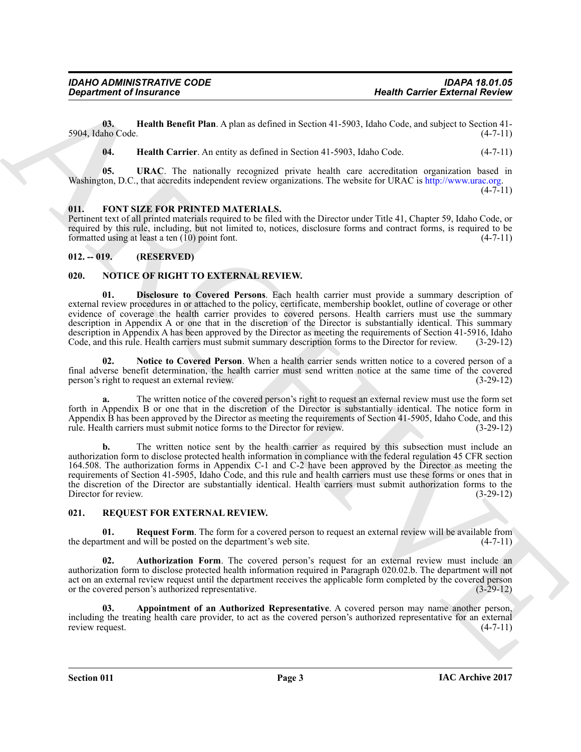**03. Health Benefit Plan**. A plan as defined in Section 41-5903, Idaho Code, and subject to Section 41-5904, Idaho Code. (4-7-11)

**04. Health Carrier**. An entity as defined in Section 41-5903, Idaho Code. (4-7-11)

**05. URAC**. The nationally recognized private health care accreditation organization based in Washington, D.C., that accredits independent review organizations. The website for URAC is http://www.urac.org. (4-7-11)

### 011. FONT SIZE FOR PRINTED MATERIALS.

Pertinent text of all printed materials required to be filed with the Director under Title 41, Chapter 59, Idaho Code, or required by this rule, including, but not limited to, notices, disclosure forms and contract forms, is required to be formatted using at least a ten (10) point font. (4-7-11)

### 012. -- 019. (RESERVED)

### 020. NOTICE OF RIGHT TO EXTERNAL REVIEW.

**01. Disclosure to Covered Persons**. Each health carrier must provide a summary description of external review procedures in or attached to the policy, certificate, membership booklet, outline of coverage or other evidence of coverage the health carrier provides to covered persons. Health carriers must use the summary description in Appendix A or one that in the discretion of the Director is substantially identical. This summary description in Appendix A has been approved by the Director as meeting the requirements of Section 41-5916, Idaho Code, and this rule. Health carriers must submit summary description forms to the Director for review. (3-29-12)

**02. Notice to Covered Person**. When a health carrier sends written notice to a covered person of a final adverse benefit determination, the health carrier must send written notice at the same time of the covered person's right to request an external review. (3-29-12)

**a.** The written notice of the covered person's right to request an external review must use the form set forth in Appendix B or one that in the discretion of the Director is substantially identical. The notice form in Appendix B has been approved by the Director as meeting the requirements of Section 41-5905, Idaho Code, and this rule. Health carriers must submit notice forms to the Director for review. (3-29-12)

**b.** The written notice sent by the health carrier as required by this subsection must include an authorization form to disclose protected health information in compliance with the federal regulation 45 CFR section 164.508. The authorization forms in Appendix C-1 and C-2 have been approved by the Director as meeting the requirements of Section 41-5905, Idaho Code, and this rule and health carriers must use these forms or ones that in the discretion of the Director are substantially identical. Health carriers must submit authorization forms to the Director for review. (3-29-12)

### 021. REQUEST FOR EXTERNAL REVIEW.

**01. Request Form**. The form for a covered person to request an external review will be available from the department and will be posted on the department's web site. (4-7-11)

**02. Authorization Form**. The covered person's request for an external review must include an authorization form to disclose protected health information required in Paragraph 020.02.b. The department will not act on an external review request until the department receives the applicable form completed by the covered person or the covered person's authorized representative. (3-29-12)

**03. Appointment of an Authorized Representative**. A covered person may name another person, including the treating health care provider, to act as the covered person's authorized representative for an external review request. (4-7-11)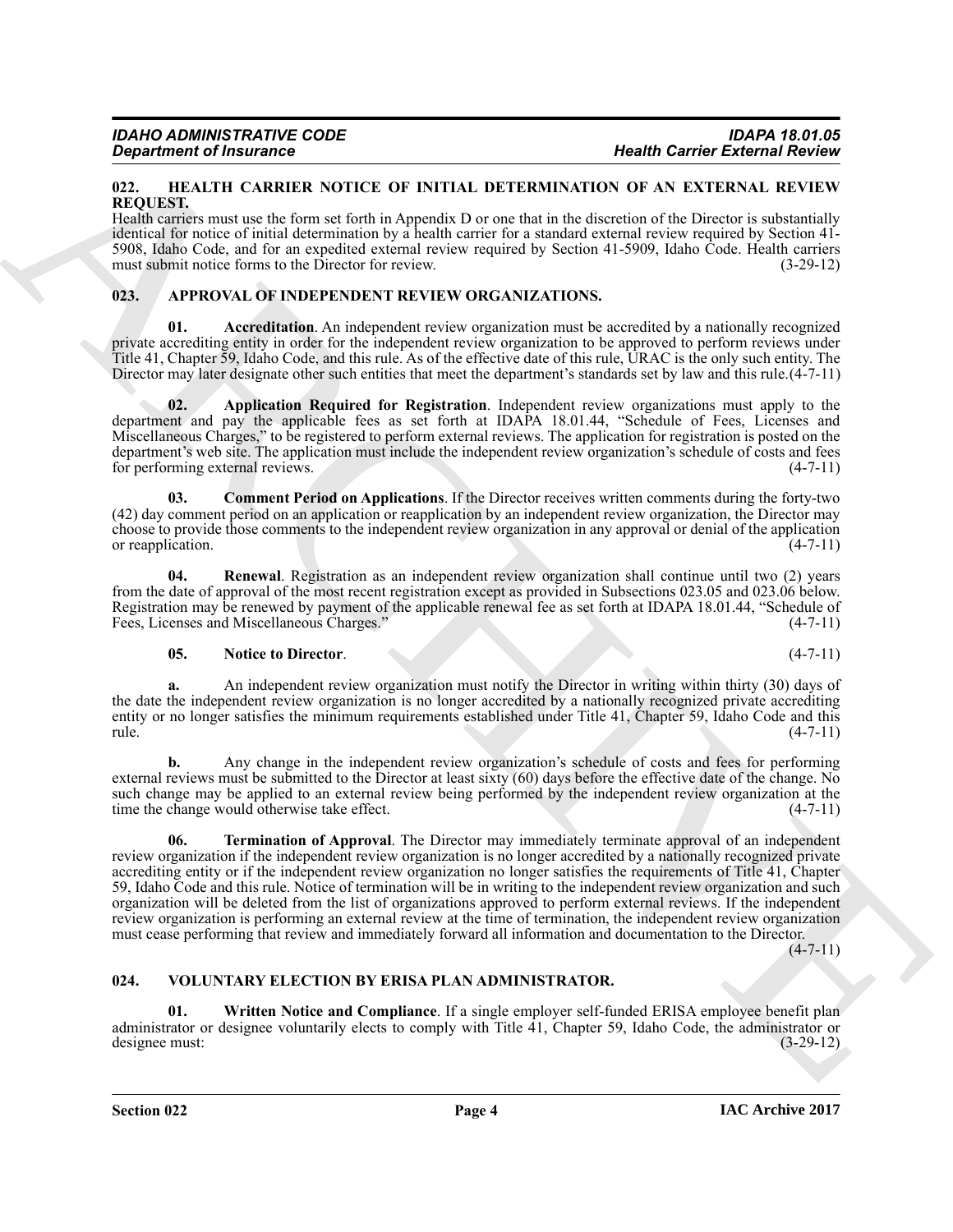## 022. HEALTH CARRIER NOTICE OF INITIAL DETERMINATION OF AN EXTERNAL REVIEW REQUEST.

Health carriers must use the form set forth in Appendix D or one that in the discretion of the Director is substantially identical for notice of initial determination by a health carrier for a standard external review required by Section 41-5908, Idaho Code, and for an expedited external review required by Section 41-5909, Idaho Code. Health carriers must submit notice forms to the Director for review. (3-29-12)

## 023. APPROVAL OF INDEPENDENT REVIEW ORGANIZATIONS.

**01. Accreditation**. An independent review organization must be accredited by a nationally recognized private accrediting entity in order for the independent review organization to be approved to perform reviews under Title 41, Chapter 59, Idaho Code, and this rule. As of the effective date of this rule, URAC is the only such entity. The Director may later designate other such entities that meet the department's standards set by law and this rule. (4-7-11)

**02. Application Required for Registration**. Independent review organizations must apply to the department and pay the applicable fees as set forth at IDAPA 18.01.44, "Schedule of Fees, Licenses and Miscellaneous Charges," to be registered to perform external reviews. The application for registration is posted on the department's web site. The application must include the independent review organization's schedule of costs and fees for performing external reviews. (4-7-11)

**03. Comment Period on Applications**. If the Director receives written comments during the forty-two (42) day comment period on an application or reapplication by an independent review organization, the Director may choose to provide those comments to the independent review organization in any approval or denial of the application or reapplication. (4-7-11)

**04. Renewal**. Registration as an independent review organization shall continue until two (2) years from the date of approval of the most recent registration except as provided in Subsections 023.05 and 023.06 below. Registration may be renewed by payment of the applicable renewal fee as set forth at IDAPA 18.01.44, "Schedule of Fees, Licenses and Miscellaneous Charges." (4-7-11)

**05. Notice to Director**. (4-7-11)

**a.** An independent review organization must notify the Director in writing within thirty (30) days of the date the independent review organization is no longer accredited by a nationally recognized private accrediting entity or no longer satisfies the minimum requirements established under Title 41, Chapter 59, Idaho Code and this rule. (4-7-11)

**b.** Any change in the independent review organization's schedule of costs and fees for performing external reviews must be submitted to the Director at least sixty (60) days before the effective date of the change. No such change may be applied to an external review being performed by the independent review organization at the time the change would otherwise take effect. (4-7-11)

**06. Termination of Approval**. The Director may immediately terminate approval of an independent review organization if the independent review organization is no longer accredited by a nationally recognized private accrediting entity or if the independent review organization no longer satisfies the requirements of Title 41, Chapter 59, Idaho Code and this rule. Notice of termination will be in writing to the independent review organization and such organization will be deleted from the list of organizations approved to perform external reviews. If the independent review organization is performing an external review at the time of termination, the independent review organization must cease performing that review and immediately forward all information and documentation to the Director. (4-7-11)

## 024. VOLUNTARY ELECTION BY ERISA PLAN ADMINISTRATOR.

**01. Written Notice and Compliance**. If a single employer self-funded ERISA employee benefit plan administrator or designee voluntarily elects to comply with Title 41, Chapter 59, Idaho Code, the administrator or designee must: (3-29-12)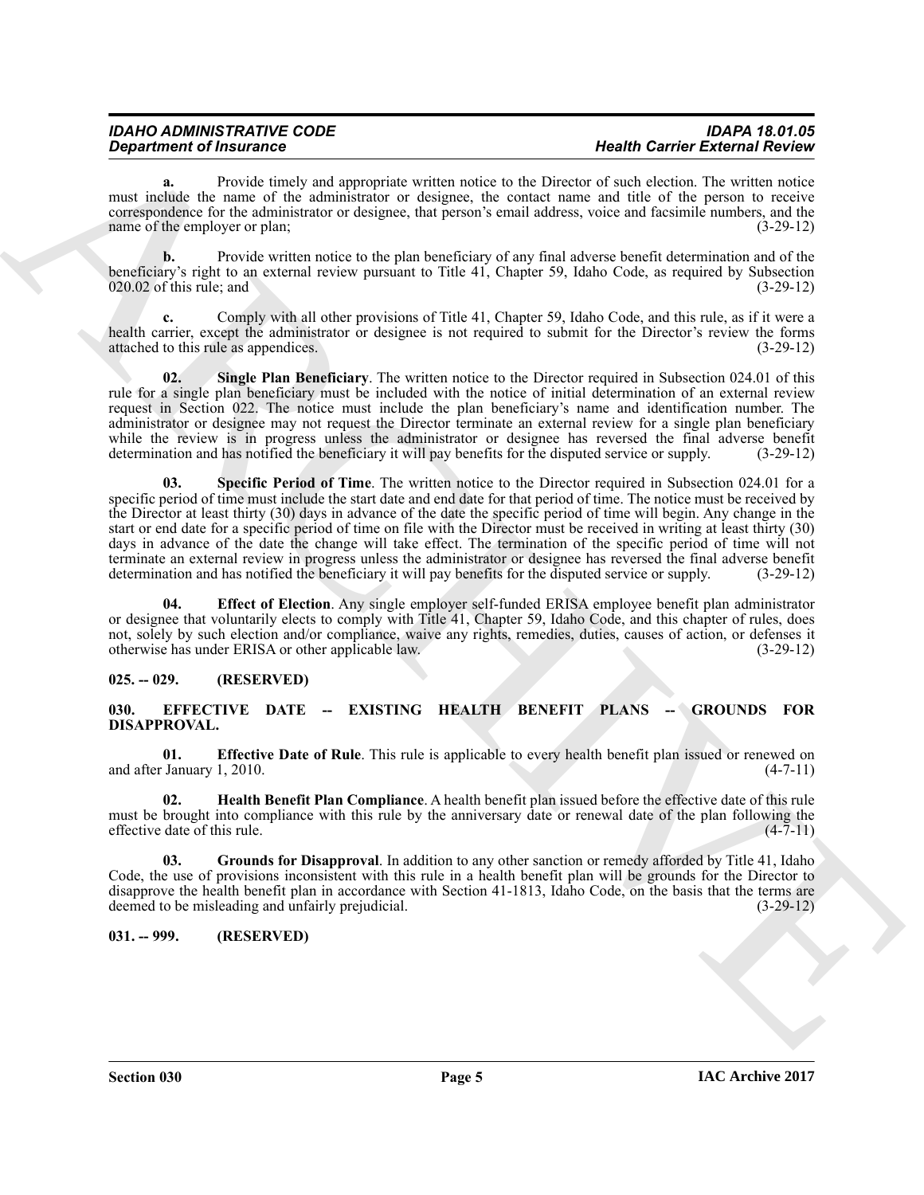**a.** Provide timely and appropriate written notice to the Director of such election. The written notice must include the name of the administrator or designee, the contact name and title of the person to receive correspondence for the administrator or designee, that person's email address, voice and facsimile numbers, and the name of the employer or plan; (3-29-12)

**b.** Provide written notice to the plan beneficiary of any final adverse benefit determination and of the beneficiary's right to an external review pursuant to Title 41, Chapter 59, Idaho Code, as required by Subsection 020.02 of this rule; and (3-29-12)

**c.** Comply with all other provisions of Title 41, Chapter 59, Idaho Code, and this rule, as if it were a health carrier, except the administrator or designee is not required to submit for the Director's review the forms attached to this rule as appendices. (3-29-12)

**02. Single Plan Beneficiary**. The written notice to the Director required in Subsection 024.01 of this rule for a single plan beneficiary must be included with the notice of initial determination of an external review request in Section 022. The notice must include the plan beneficiary's name and identification number. The administrator or designee may not request the Director terminate an external review for a single plan beneficiary while the review is in progress unless the administrator or designee has reversed the final adverse benefit determination and has notified the beneficiary it will pay benefits for the disputed service or supply. (3-29-12)

**03. Specific Period of Time**. The written notice to the Director required in Subsection 024.01 for a specific period of time must include the start date and end date for that period of time. The notice must be received by the Director at least thirty (30) days in advance of the date the specific period of time will begin. Any change in the start or end date for a specific period of time on file with the Director must be received in writing at least thirty (30) days in advance of the date the change will take effect. The termination of the specific period of time will not terminate an external review in progress unless the administrator or designee has reversed the final adverse benefit determination and has notified the beneficiary it will pay benefits for the disputed service or supply. (3-29-12)

**04. Effect of Election**. Any single employer self-funded ERISA employee benefit plan administrator or designee that voluntarily elects to comply with Title 41, Chapter 59, Idaho Code, and this chapter of rules, does not, solely by such election and/or compliance, waive any rights, remedies, duties, causes of action, or defenses it otherwise has under ERISA or other applicable law. (3-29-12)

### 025. -- 029. (RESERVED)

### 030. EFFECTIVE DATE -- EXISTING HEALTH BENEFIT PLANS -- GROUNDS FOR DISAPPROVAL.

**01. Effective Date of Rule**. This rule is applicable to every health benefit plan issued or renewed on and after January 1, 2010. (4-7-11)

**02. Health Benefit Plan Compliance**. A health benefit plan issued before the effective date of this rule must be brought into compliance with this rule by the anniversary date or renewal date of the plan following the effective date of this rule. (4-7-11)

**03. Grounds for Disapproval**. In addition to any other sanction or remedy afforded by Title 41, Idaho Code, the use of provisions inconsistent with this rule in a health benefit plan will be grounds for the Director to disapprove the health benefit plan in accordance with Section 41-1813, Idaho Code, on the basis that the terms are deemed to be misleading and unfairly prejudicial. (3-29-12)

### 031. -- 999. (RESERVED)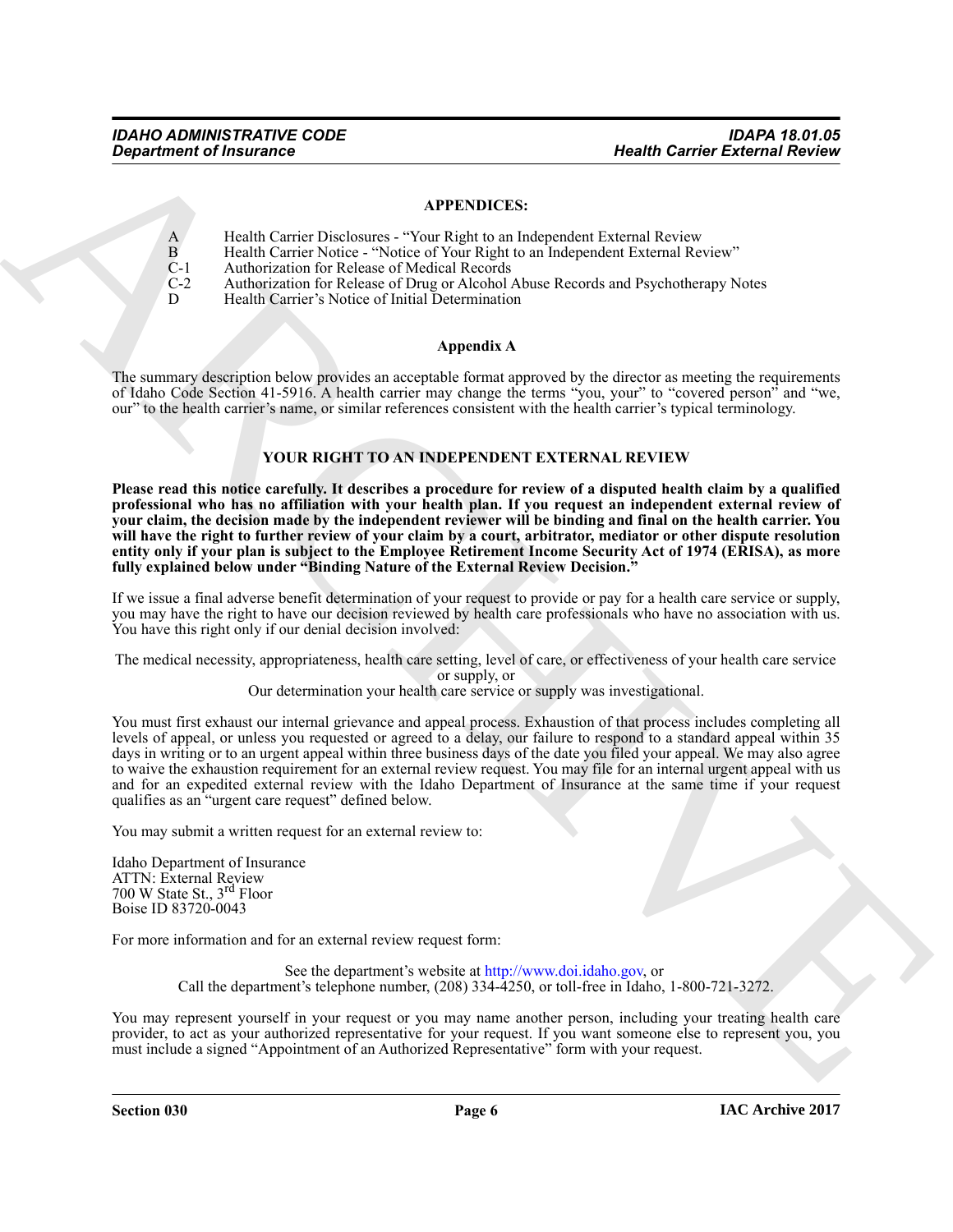**APPENDICES:**

A Health Carrier Disclosures - "Your Right to an Independent External Review
B Health Carrier Notice - "Notice of Your Right to an Independent External Review"
C-1 Authorization for Release of Medical Records
C-2 Authorization for Release of Drug or Alcohol Abuse Records and Psychotherapy Notes
D Health Carrier's Notice of Initial Determination

**Appendix A**

The summary description below provides an acceptable format approved by the director as meeting the requirements of Idaho Code Section 41-5916. A health carrier may change the terms "you, your" to "covered person" and "we, our" to the health carrier's name, or similar references consistent with the health carrier's typical terminology.

**YOUR RIGHT TO AN INDEPENDENT EXTERNAL REVIEW**

**Please read this notice carefully. It describes a procedure for review of a disputed health claim by a qualified professional who has no affiliation with your health plan. If you request an independent external review of your claim, the decision made by the independent reviewer will be binding and final on the health carrier. You will have the right to further review of your claim by a court, arbitrator, mediator or other dispute resolution entity only if your plan is subject to the Employee Retirement Income Security Act of 1974 (ERISA), as more fully explained below under "Binding Nature of the External Review Decision."**

If we issue a final adverse benefit determination of your request to provide or pay for a health care service or supply, you may have the right to have our decision reviewed by health care professionals who have no association with us. You have this right only if our denial decision involved:

The medical necessity, appropriateness, health care setting, level of care, or effectiveness of your health care service or supply, or
Our determination your health care service or supply was investigational.

You must first exhaust our internal grievance and appeal process. Exhaustion of that process includes completing all levels of appeal, or unless you requested or agreed to a delay, our failure to respond to a standard appeal within 35 days in writing or to an urgent appeal within three business days of the date you filed your appeal. We may also agree to waive the exhaustion requirement for an external review request. You may file for an internal urgent appeal with us and for an expedited external review with the Idaho Department of Insurance at the same time if your request qualifies as an "urgent care request" defined below.

You may submit a written request for an external review to:

Idaho Department of Insurance
ATTN: External Review
700 W State St., 3rd Floor
Boise ID 83720-0043

For more information and for an external review request form:

See the department's website at http://www.doi.idaho.gov, or
Call the department's telephone number, (208) 334-4250, or toll-free in Idaho, 1-800-721-3272.

You may represent yourself in your request or you may name another person, including your treating health care provider, to act as your authorized representative for your request. If you want someone else to represent you, you must include a signed "Appointment of an Authorized Representative" form with your request.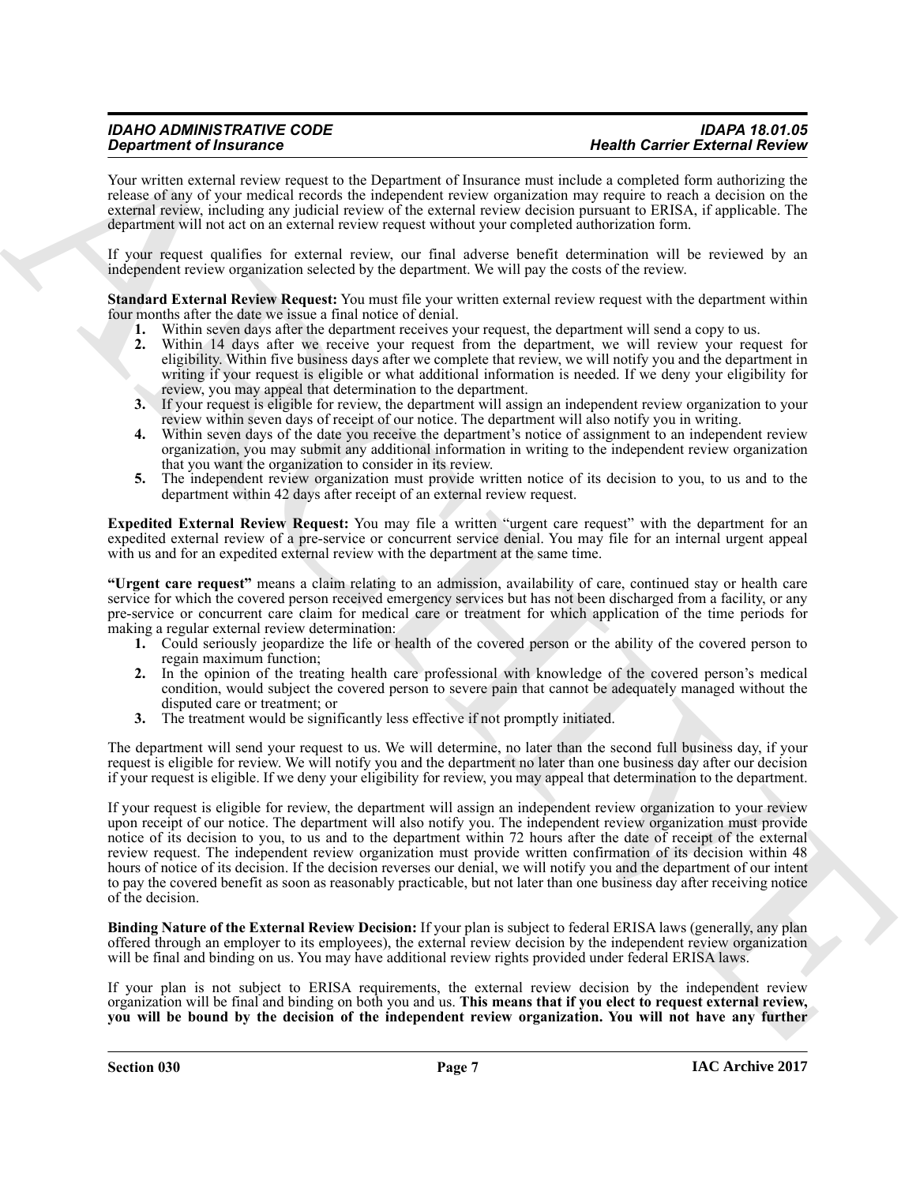Your written external review request to the Department of Insurance must include a completed form authorizing the release of any of your medical records the independent review organization may require to reach a decision on the external review, including any judicial review of the external review decision pursuant to ERISA, if applicable. The department will not act on an external review request without your completed authorization form.

If your request qualifies for external review, our final adverse benefit determination will be reviewed by an independent review organization selected by the department. We will pay the costs of the review.

**Standard External Review Request:** You must file your written external review request with the department within four months after the date we issue a final notice of denial.

1. Within seven days after the department receives your request, the department will send a copy to us.
2. Within 14 days after we receive your request from the department, we will review your request for eligibility. Within five business days after we complete that review, we will notify you and the department in writing if your request is eligible or what additional information is needed. If we deny your eligibility for review, you may appeal that determination to the department.
3. If your request is eligible for review, the department will assign an independent review organization to your review within seven days of receipt of our notice. The department will also notify you in writing.
4. Within seven days of the date you receive the department's notice of assignment to an independent review organization, you may submit any additional information in writing to the independent review organization that you want the organization to consider in its review.
5. The independent review organization must provide written notice of its decision to you, to us and to the department within 42 days after receipt of an external review request.

**Expedited External Review Request:** You may file a written "urgent care request" with the department for an expedited external review of a pre-service or concurrent service denial. You may file for an internal urgent appeal with us and for an expedited external review with the department at the same time.

**"Urgent care request"** means a claim relating to an admission, availability of care, continued stay or health care service for which the covered person received emergency services but has not been discharged from a facility, or any pre-service or concurrent care claim for medical care or treatment for which application of the time periods for making a regular external review determination:

1. Could seriously jeopardize the life or health of the covered person or the ability of the covered person to regain maximum function;
2. In the opinion of the treating health care professional with knowledge of the covered person's medical condition, would subject the covered person to severe pain that cannot be adequately managed without the disputed care or treatment; or
3. The treatment would be significantly less effective if not promptly initiated.

The department will send your request to us. We will determine, no later than the second full business day, if your request is eligible for review. We will notify you and the department no later than one business day after our decision if your request is eligible. If we deny your eligibility for review, you may appeal that determination to the department.

If your request is eligible for review, the department will assign an independent review organization to your review upon receipt of our notice. The department will also notify you. The independent review organization must provide notice of its decision to you, to us and to the department within 72 hours after the date of receipt of the external review request. The independent review organization must provide written confirmation of its decision within 48 hours of notice of its decision. If the decision reverses our denial, we will notify you and the department of our intent to pay the covered benefit as soon as reasonably practicable, but not later than one business day after receiving notice of the decision.

**Binding Nature of the External Review Decision:** If your plan is subject to federal ERISA laws (generally, any plan offered through an employer to its employees), the external review decision by the independent review organization will be final and binding on us. You may have additional review rights provided under federal ERISA laws.

If your plan is not subject to ERISA requirements, the external review decision by the independent review organization will be final and binding on both you and us. **This means that if you elect to request external review, you will be bound by the decision of the independent review organization. You will not have any further**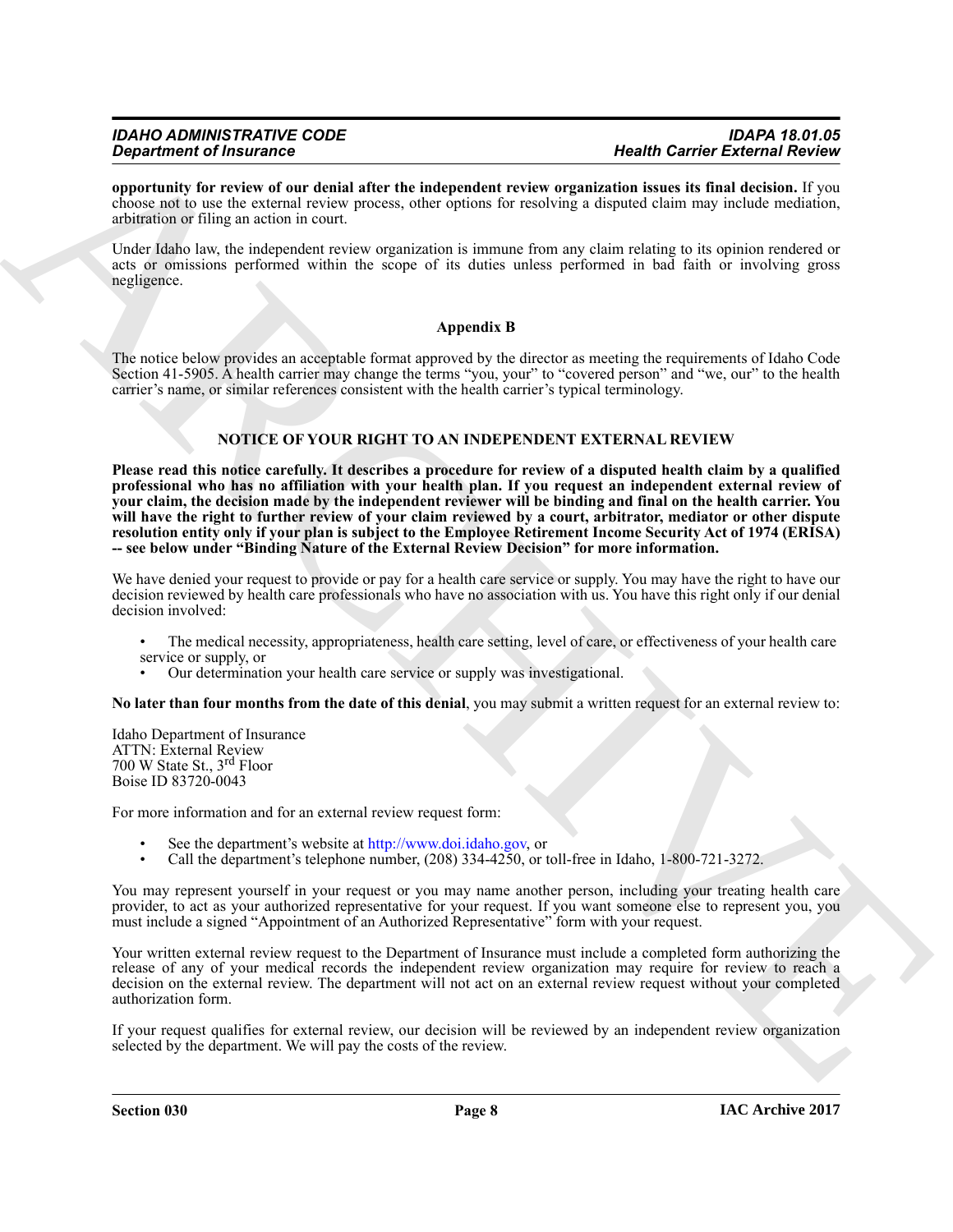**opportunity for review of our denial after the independent review organization issues its final decision.** If you choose not to use the external review process, other options for resolving a disputed claim may include mediation, arbitration or filing an action in court.

Under Idaho law, the independent review organization is immune from any claim relating to its opinion rendered or acts or omissions performed within the scope of its duties unless performed in bad faith or involving gross negligence.

## Appendix B

The notice below provides an acceptable format approved by the director as meeting the requirements of Idaho Code Section 41-5905. A health carrier may change the terms "you, your" to "covered person" and "we, our" to the health carrier's name, or similar references consistent with the health carrier's typical terminology.

### NOTICE OF YOUR RIGHT TO AN INDEPENDENT EXTERNAL REVIEW

**Please read this notice carefully. It describes a procedure for review of a disputed health claim by a qualified professional who has no affiliation with your health plan. If you request an independent external review of your claim, the decision made by the independent reviewer will be binding and final on the health carrier. You will have the right to further review of your claim reviewed by a court, arbitrator, mediator or other dispute resolution entity only if your plan is subject to the Employee Retirement Income Security Act of 1974 (ERISA) -- see below under "Binding Nature of the External Review Decision" for more information.**

We have denied your request to provide or pay for a health care service or supply. You may have the right to have our decision reviewed by health care professionals who have no association with us. You have this right only if our denial decision involved:

- The medical necessity, appropriateness, health care setting, level of care, or effectiveness of your health care service or supply, or
- Our determination your health care service or supply was investigational.

**No later than four months from the date of this denial**, you may submit a written request for an external review to:

Idaho Department of Insurance
ATTN: External Review
700 W State St., 3rd Floor
Boise ID 83720-0043

For more information and for an external review request form:

- See the department's website at http://www.doi.idaho.gov, or
- Call the department's telephone number, (208) 334-4250, or toll-free in Idaho, 1-800-721-3272.

You may represent yourself in your request or you may name another person, including your treating health care provider, to act as your authorized representative for your request. If you want someone else to represent you, you must include a signed "Appointment of an Authorized Representative" form with your request.

Your written external review request to the Department of Insurance must include a completed form authorizing the release of any of your medical records the independent review organization may require for review to reach a decision on the external review. The department will not act on an external review request without your completed authorization form.

If your request qualifies for external review, our decision will be reviewed by an independent review organization selected by the department. We will pay the costs of the review.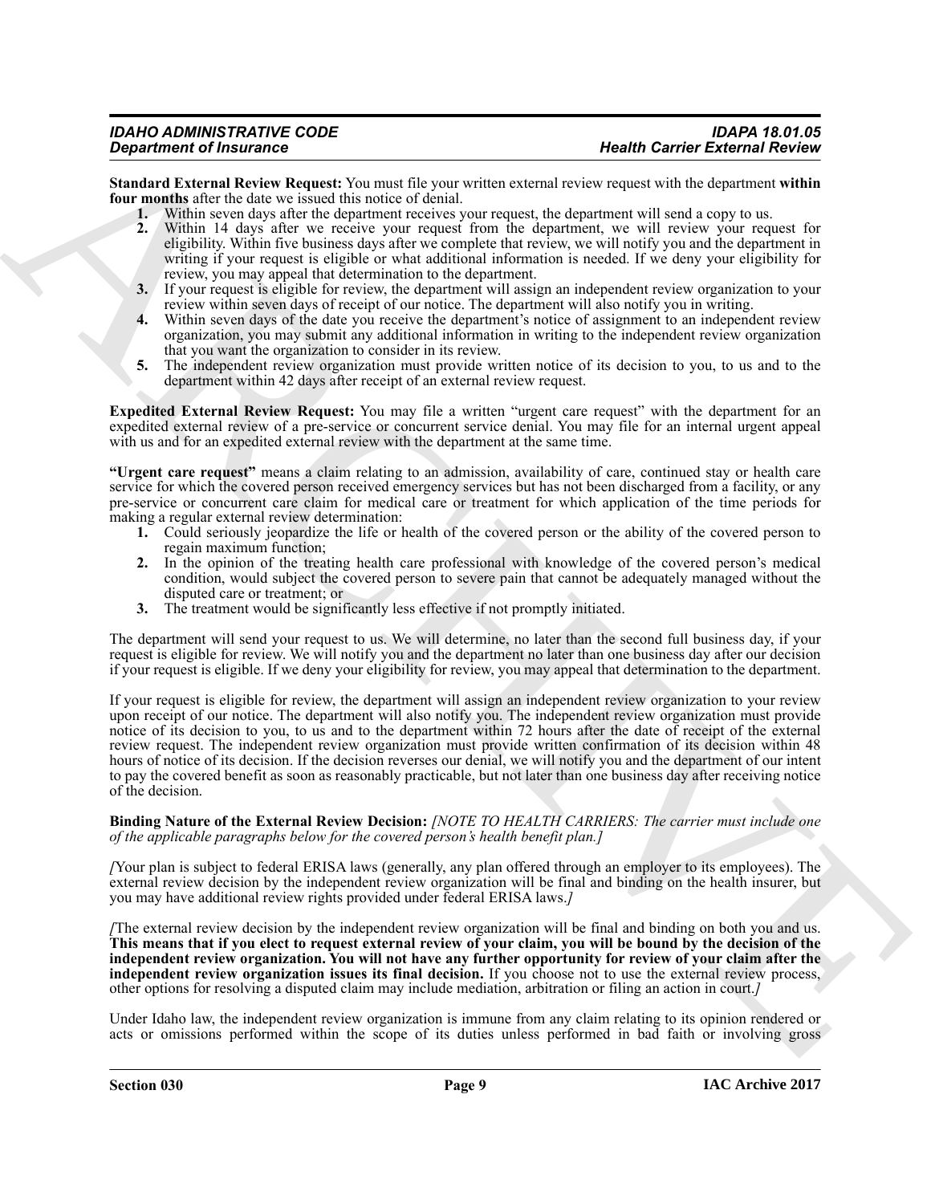**Standard External Review Request:** You must file your written external review request with the department **within four months** after the date we issued this notice of denial.

1. Within seven days after the department receives your request, the department will send a copy to us.
2. Within 14 days after we receive your request from the department, we will review your request for eligibility. Within five business days after we complete that review, we will notify you and the department in writing if your request is eligible or what additional information is needed. If we deny your eligibility for review, you may appeal that determination to the department.
3. If your request is eligible for review, the department will assign an independent review organization to your review within seven days of receipt of our notice. The department will also notify you in writing.
4. Within seven days of the date you receive the department's notice of assignment to an independent review organization, you may submit any additional information in writing to the independent review organization that you want the organization to consider in its review.
5. The independent review organization must provide written notice of its decision to you, to us and to the department within 42 days after receipt of an external review request.

**Expedited External Review Request:** You may file a written "urgent care request" with the department for an expedited external review of a pre-service or concurrent service denial. You may file for an internal urgent appeal with us and for an expedited external review with the department at the same time.

**"Urgent care request"** means a claim relating to an admission, availability of care, continued stay or health care service for which the covered person received emergency services but has not been discharged from a facility, or any pre-service or concurrent care claim for medical care or treatment for which application of the time periods for making a regular external review determination:

1. Could seriously jeopardize the life or health of the covered person or the ability of the covered person to regain maximum function;
2. In the opinion of the treating health care professional with knowledge of the covered person's medical condition, would subject the covered person to severe pain that cannot be adequately managed without the disputed care or treatment; or
3. The treatment would be significantly less effective if not promptly initiated.

The department will send your request to us. We will determine, no later than the second full business day, if your request is eligible for review. We will notify you and the department no later than one business day after our decision if your request is eligible. If we deny your eligibility for review, you may appeal that determination to the department.

If your request is eligible for review, the department will assign an independent review organization to your review upon receipt of our notice. The department will also notify you. The independent review organization must provide notice of its decision to you, to us and to the department within 72 hours after the date of receipt of the external review request. The independent review organization must provide written confirmation of its decision within 48 hours of notice of its decision. If the decision reverses our denial, we will notify you and the department of our intent to pay the covered benefit as soon as reasonably practicable, but not later than one business day after receiving notice of the decision.

**Binding Nature of the External Review Decision:** *[NOTE TO HEALTH CARRIERS: The carrier must include one of the applicable paragraphs below for the covered person's health benefit plan.]*

*[*Your plan is subject to federal ERISA laws (generally, any plan offered through an employer to its employees). The external review decision by the independent review organization will be final and binding on the health insurer, but you may have additional review rights provided under federal ERISA laws.*]*

*[*The external review decision by the independent review organization will be final and binding on both you and us. **This means that if you elect to request external review of your claim, you will be bound by the decision of the independent review organization. You will not have any further opportunity for review of your claim after the independent review organization issues its final decision.** If you choose not to use the external review process, other options for resolving a disputed claim may include mediation, arbitration or filing an action in court.*]*

Under Idaho law, the independent review organization is immune from any claim relating to its opinion rendered or acts or omissions performed within the scope of its duties unless performed in bad faith or involving gross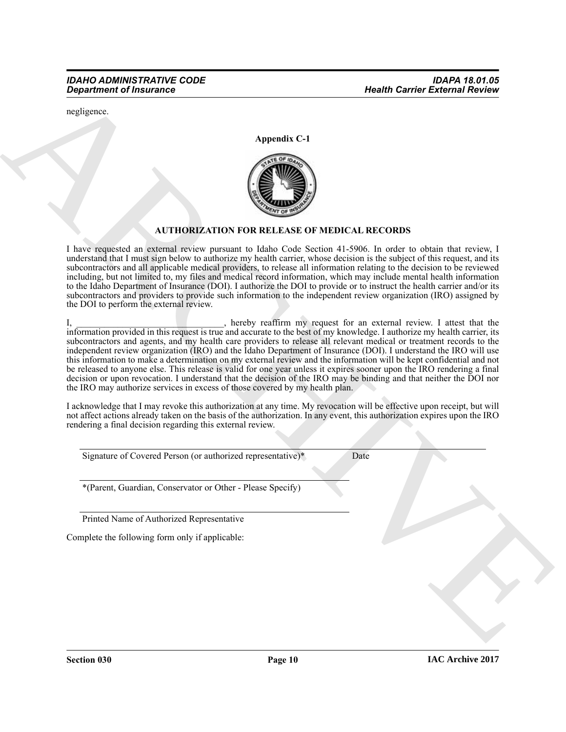negligence.

**Appendix C-1**

**AUTHORIZATION FOR RELEASE OF MEDICAL RECORDS**

I have requested an external review pursuant to Idaho Code Section 41-5906. In order to obtain that review, I understand that I must sign below to authorize my health carrier, whose decision is the subject of this request, and its subcontractors and all applicable medical providers, to release all information relating to the decision to be reviewed including, but not limited to, my files and medical record information, which may include mental health information to the Idaho Department of Insurance (DOI). I authorize the DOI to provide or to instruct the health carrier and/or its subcontractors and providers to provide such information to the independent review organization (IRO) assigned by the DOI to perform the external review.

I, _______________________________, hereby reaffirm my request for an external review. I attest that the information provided in this request is true and accurate to the best of my knowledge. I authorize my health carrier, its subcontractors and agents, and my health care providers to release all relevant medical or treatment records to the independent review organization (IRO) and the Idaho Department of Insurance (DOI). I understand the IRO will use this information to make a determination on my external review and the information will be kept confidential and not be released to anyone else. This release is valid for one year unless it expires sooner upon the IRO rendering a final decision or upon revocation. I understand that the decision of the IRO may be binding and that neither the DOI nor the IRO may authorize services in excess of those covered by my health plan.

I acknowledge that I may revoke this authorization at any time. My revocation will be effective upon receipt, but will not affect actions already taken on the basis of the authorization. In any event, this authorization expires upon the IRO rendering a final decision regarding this external review.

_______________________________________________ _______________

Signature of Covered Person (or authorized representative)* Date

_______________________________________________

*(Parent, Guardian, Conservator or Other - Please Specify)

_______________________________________________

Printed Name of Authorized Representative

Complete the following form only if applicable: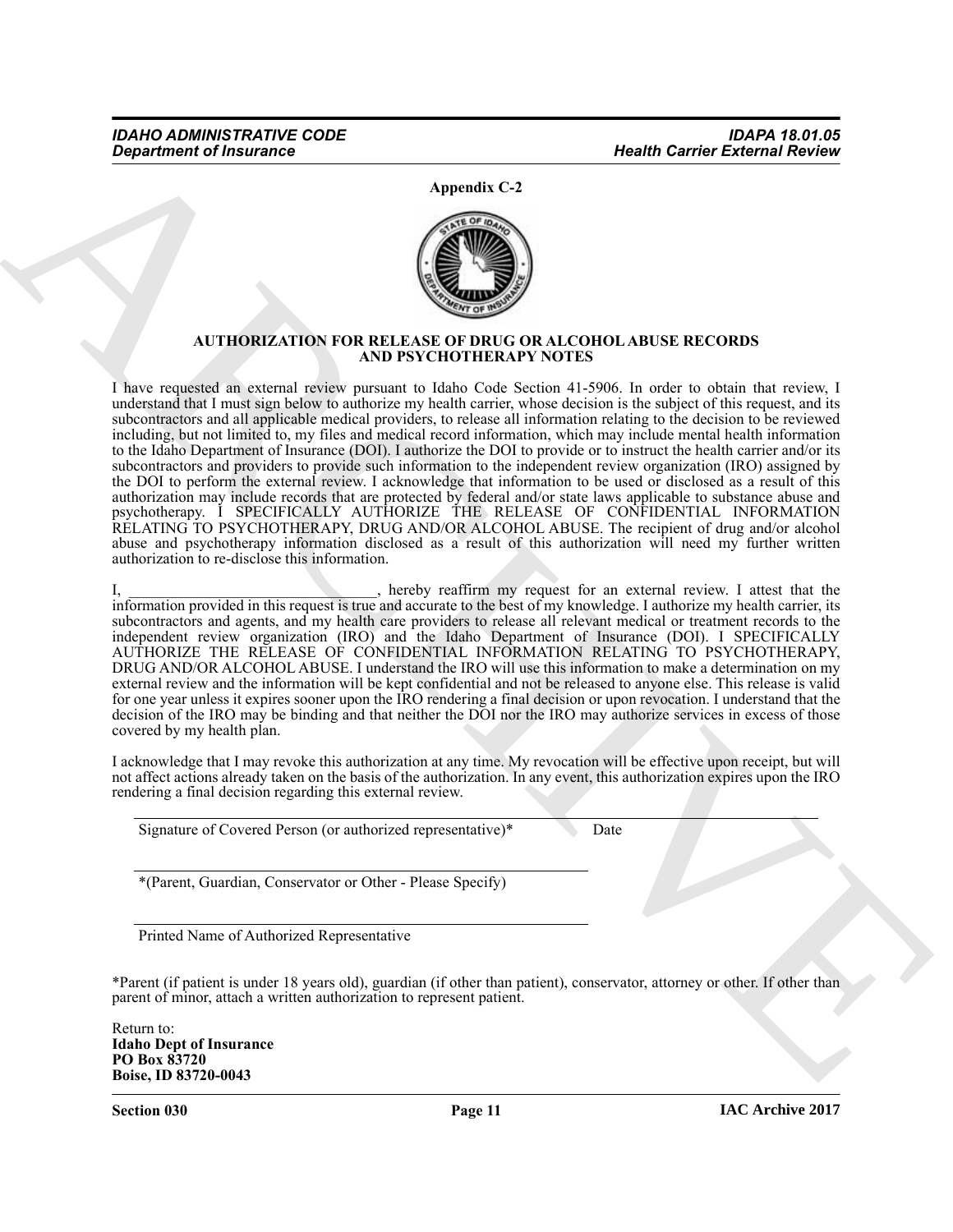**Appendix C-2**

**AUTHORIZATION FOR RELEASE OF DRUG OR ALCOHOL ABUSE RECORDS AND PSYCHOTHERAPY NOTES**

I have requested an external review pursuant to Idaho Code Section 41-5906. In order to obtain that review, I understand that I must sign below to authorize my health carrier, whose decision is the subject of this request, and its subcontractors and all applicable medical providers, to release all information relating to the decision to be reviewed including, but not limited to, my files and medical record information, which may include mental health information to the Idaho Department of Insurance (DOI). I authorize the DOI to provide or to instruct the health carrier and/or its subcontractors and providers to provide such information to the independent review organization (IRO) assigned by the DOI to perform the external review. I acknowledge that information to be used or disclosed as a result of this authorization may include records that are protected by federal and/or state laws applicable to substance abuse and psychotherapy. I SPECIFICALLY AUTHORIZE THE RELEASE OF CONFIDENTIAL INFORMATION RELATING TO PSYCHOTHERAPY, DRUG AND/OR ALCOHOL ABUSE. The recipient of drug and/or alcohol abuse and psychotherapy information disclosed as a result of this authorization will need my further written authorization to re-disclose this information.

I, _______________________________, hereby reaffirm my request for an external review. I attest that the information provided in this request is true and accurate to the best of my knowledge. I authorize my health carrier, its subcontractors and agents, and my health care providers to release all relevant medical or treatment records to the independent review organization (IRO) and the Idaho Department of Insurance (DOI). I SPECIFICALLY AUTHORIZE THE RELEASE OF CONFIDENTIAL INFORMATION RELATING TO PSYCHOTHERAPY, DRUG AND/OR ALCOHOL ABUSE. I understand the IRO will use this information to make a determination on my external review and the information will be kept confidential and not be released to anyone else. This release is valid for one year unless it expires sooner upon the IRO rendering a final decision or upon revocation. I understand that the decision of the IRO may be binding and that neither the DOI nor the IRO may authorize services in excess of those covered by my health plan.

I acknowledge that I may revoke this authorization at any time. My revocation will be effective upon receipt, but will not affect actions already taken on the basis of the authorization. In any event, this authorization expires upon the IRO rendering a final decision regarding this external review.

Signature of Covered Person (or authorized representative)* Date

*(Parent, Guardian, Conservator or Other - Please Specify)

Printed Name of Authorized Representative

*Parent (if patient is under 18 years old), guardian (if other than patient), conservator, attorney or other. If other than parent of minor, attach a written authorization to represent patient.

Return to:
**Idaho Dept of Insurance**
**PO Box 83720**
**Boise, ID 83720-0043**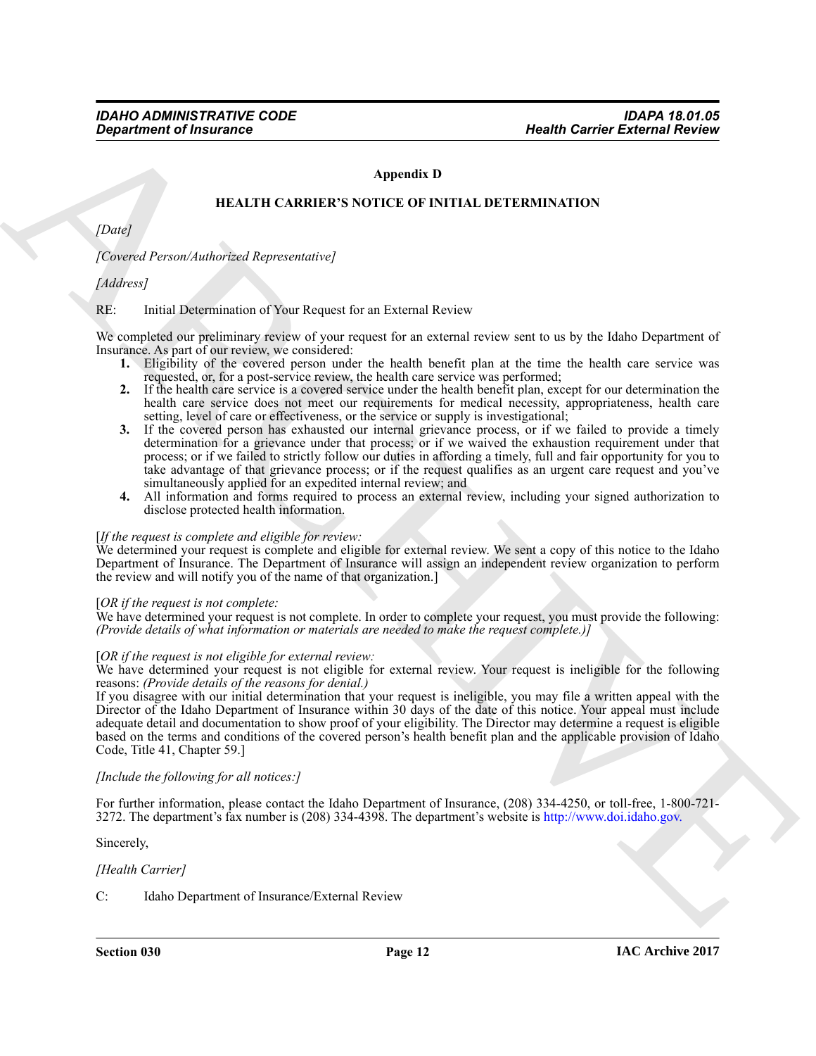## Appendix D

### HEALTH CARRIER'S NOTICE OF INITIAL DETERMINATION

*[Date]*

*[Covered Person/Authorized Representative]*

*[Address]*

RE: Initial Determination of Your Request for an External Review

We completed our preliminary review of your request for an external review sent to us by the Idaho Department of Insurance. As part of our review, we considered:

1. Eligibility of the covered person under the health benefit plan at the time the health care service was requested, or, for a post-service review, the health care service was performed;
2. If the health care service is a covered service under the health benefit plan, except for our determination the health care service does not meet our requirements for medical necessity, appropriateness, health care setting, level of care or effectiveness, or the service or supply is investigational;
3. If the covered person has exhausted our internal grievance process, or if we failed to provide a timely determination for a grievance under that process; or if we waived the exhaustion requirement under that process; or if we failed to strictly follow our duties in affording a timely, full and fair opportunity for you to take advantage of that grievance process; or if the request qualifies as an urgent care request and you've simultaneously applied for an expedited internal review; and
4. All information and forms required to process an external review, including your signed authorization to disclose protected health information.

[*If the request is complete and eligible for review:*
We determined your request is complete and eligible for external review. We sent a copy of this notice to the Idaho Department of Insurance. The Department of Insurance will assign an independent review organization to perform the review and will notify you of the name of that organization.]

[*OR if the request is not complete:*
We have determined your request is not complete. In order to complete your request, you must provide the following: *(Provide details of what information or materials are needed to make the request complete.)]*

[*OR if the request is not eligible for external review:*
We have determined your request is not eligible for external review. Your request is ineligible for the following reasons: *(Provide details of the reasons for denial.)*
If you disagree with our initial determination that your request is ineligible, you may file a written appeal with the Director of the Idaho Department of Insurance within 30 days of the date of this notice. Your appeal must include adequate detail and documentation to show proof of your eligibility. The Director may determine a request is eligible based on the terms and conditions of the covered person's health benefit plan and the applicable provision of Idaho Code, Title 41, Chapter 59.]

*[Include the following for all notices:]*

For further information, please contact the Idaho Department of Insurance, (208) 334-4250, or toll-free, 1-800-721-3272. The department's fax number is (208) 334-4398. The department's website is http://www.doi.idaho.gov.

Sincerely,

*[Health Carrier]*

C: Idaho Department of Insurance/External Review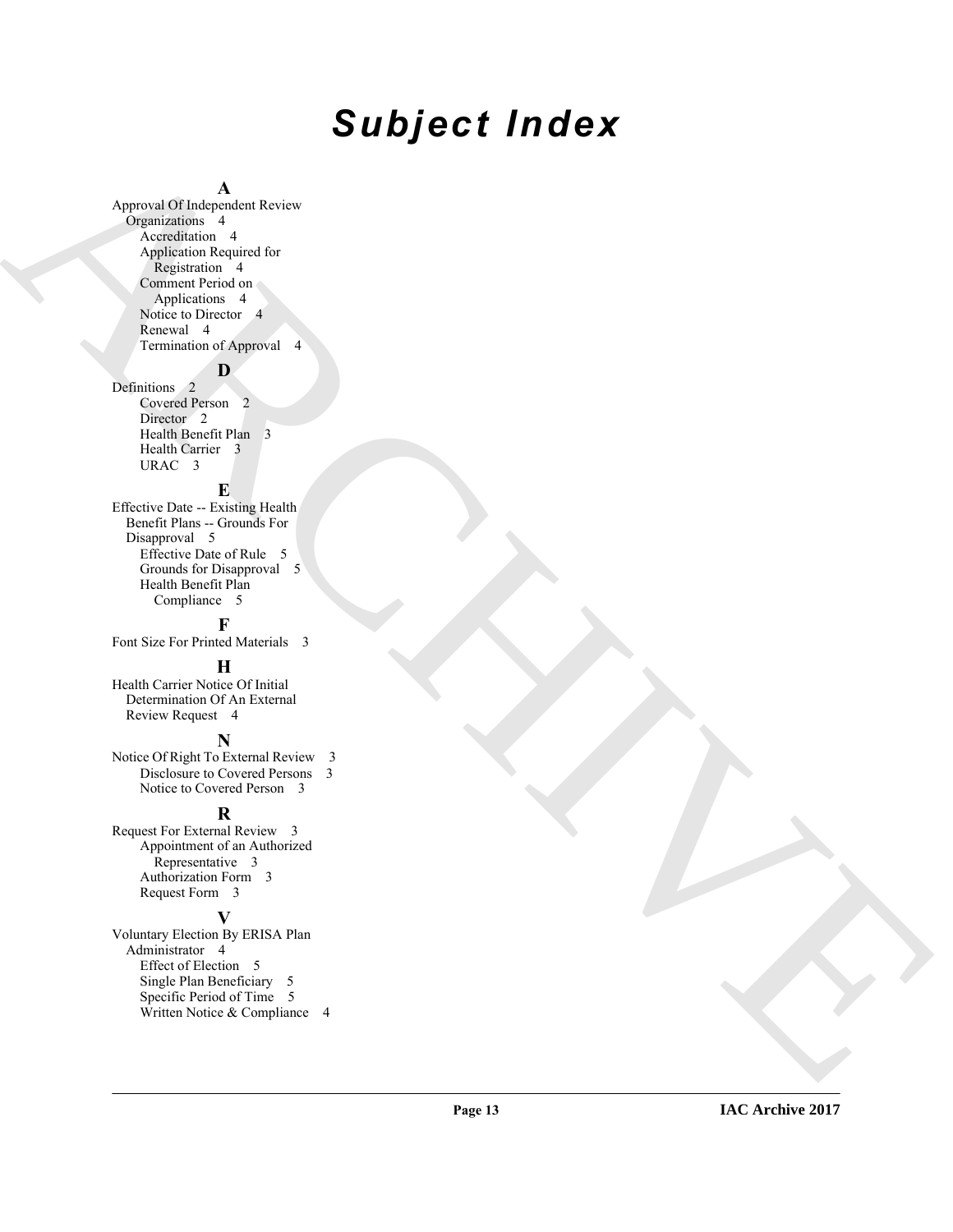# *Subject Index*

**A**

Approval Of Independent Review Organizations 4
- Accreditation 4
- Application Required for Registration 4
- Comment Period on Applications 4
- Notice to Director 4
- Renewal 4
- Termination of Approval 4

**D**

Definitions 2
- Covered Person 2
- Director 2
- Health Benefit Plan 3
- Health Carrier 3
- URAC 3

**E**

Effective Date -- Existing Health Benefit Plans -- Grounds For Disapproval 5
- Effective Date of Rule 5
- Grounds for Disapproval 5
- Health Benefit Plan Compliance 5

**F**

Font Size For Printed Materials 3

**H**

Health Carrier Notice Of Initial Determination Of An External Review Request 4

**N**

Notice Of Right To External Review 3
- Disclosure to Covered Persons 3
- Notice to Covered Person 3

**R**

Request For External Review 3
- Appointment of an Authorized Representative 3
- Authorization Form 3
- Request Form 3

**V**

Voluntary Election By ERISA Plan Administrator 4
- Effect of Election 5
- Single Plan Beneficiary 5
- Specific Period of Time 5
- Written Notice & Compliance 4